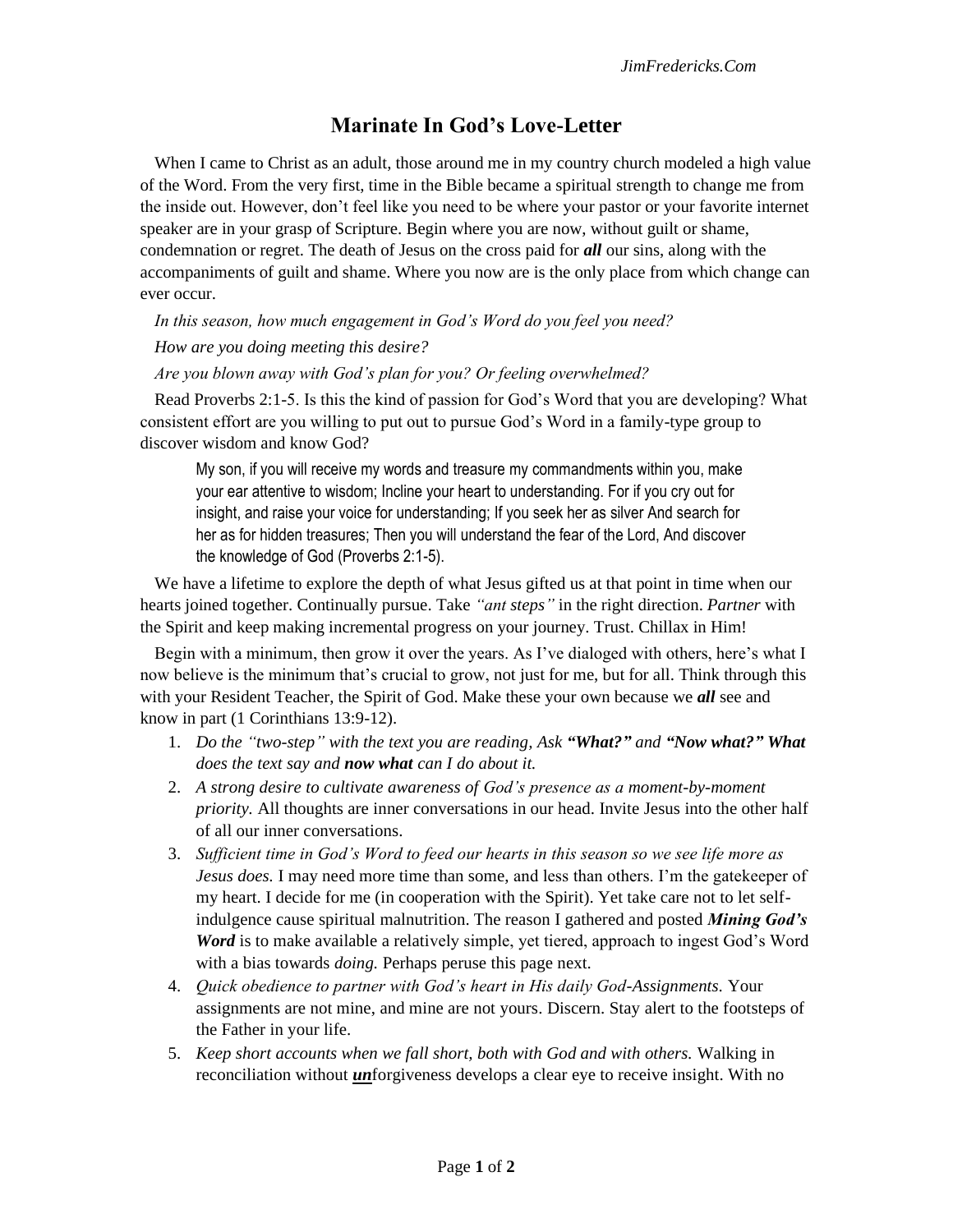# Marinate In God's Love-Letter

When I came to Christ as an adult, those around me in my country church modeled a high value of the Word. From the very first, time in the Bible became a spiritual strength to change me from the inside out. However, don't feel like you need to be where your pastor or your favorite internet speaker are in your grasp of Scripture. Begin where you are now, without guilt or shame, condemnation or regret. The death of Jesus on the cross paid for ***all*** our sins, along with the accompaniments of guilt and shame. Where you now are is the only place from which change can ever occur.

*In this season, how much engagement in God's Word do you feel you need?*

*How are you doing meeting this desire?*

*Are you blown away with God's plan for you? Or feeling overwhelmed?*

Read Proverbs 2:1-5. Is this the kind of passion for God's Word that you are developing? What consistent effort are you willing to put out to pursue God's Word in a family-type group to discover wisdom and know God?

> My son, if you will receive my words and treasure my commandments within you, make your ear attentive to wisdom; Incline your heart to understanding. For if you cry out for insight, and raise your voice for understanding; If you seek her as silver And search for her as for hidden treasures; Then you will understand the fear of the Lord, And discover the knowledge of God (Proverbs 2:1-5).

We have a lifetime to explore the depth of what Jesus gifted us at that point in time when our hearts joined together. Continually pursue. Take *"ant steps"* in the right direction. *Partner* with the Spirit and keep making incremental progress on your journey. Trust. Chillax in Him!

Begin with a minimum, then grow it over the years. As I've dialoged with others, here's what I now believe is the minimum that's crucial to grow, not just for me, but for all. Think through this with your Resident Teacher, the Spirit of God. Make these your own because we ***all*** see and know in part (1 Corinthians 13:9-12).

1. *Do the "two-step" with the text you are reading, Ask **"What?"** and **"Now what?" What** does the text say and **now what** can I do about it.*
2. *A strong desire to cultivate awareness of God's presence as a moment-by-moment priority.* All thoughts are inner conversations in our head. Invite Jesus into the other half of all our inner conversations.
3. *Sufficient time in God's Word to feed our hearts in this season so we see life more as Jesus does.* I may need more time than some, and less than others. I'm the gatekeeper of my heart. I decide for me (in cooperation with the Spirit). Yet take care not to let self-indulgence cause spiritual malnutrition. The reason I gathered and posted ***Mining God's Word*** is to make available a relatively simple, yet tiered, approach to ingest God's Word with a bias towards *doing.* Perhaps peruse this page next.
4. *Quick obedience to partner with God's heart in His daily God-Assignments.* Your assignments are not mine, and mine are not yours. Discern. Stay alert to the footsteps of the Father in your life.
5. *Keep short accounts when we fall short, both with God and with others.* Walking in reconciliation without ***un***forgiveness develops a clear eye to receive insight. With no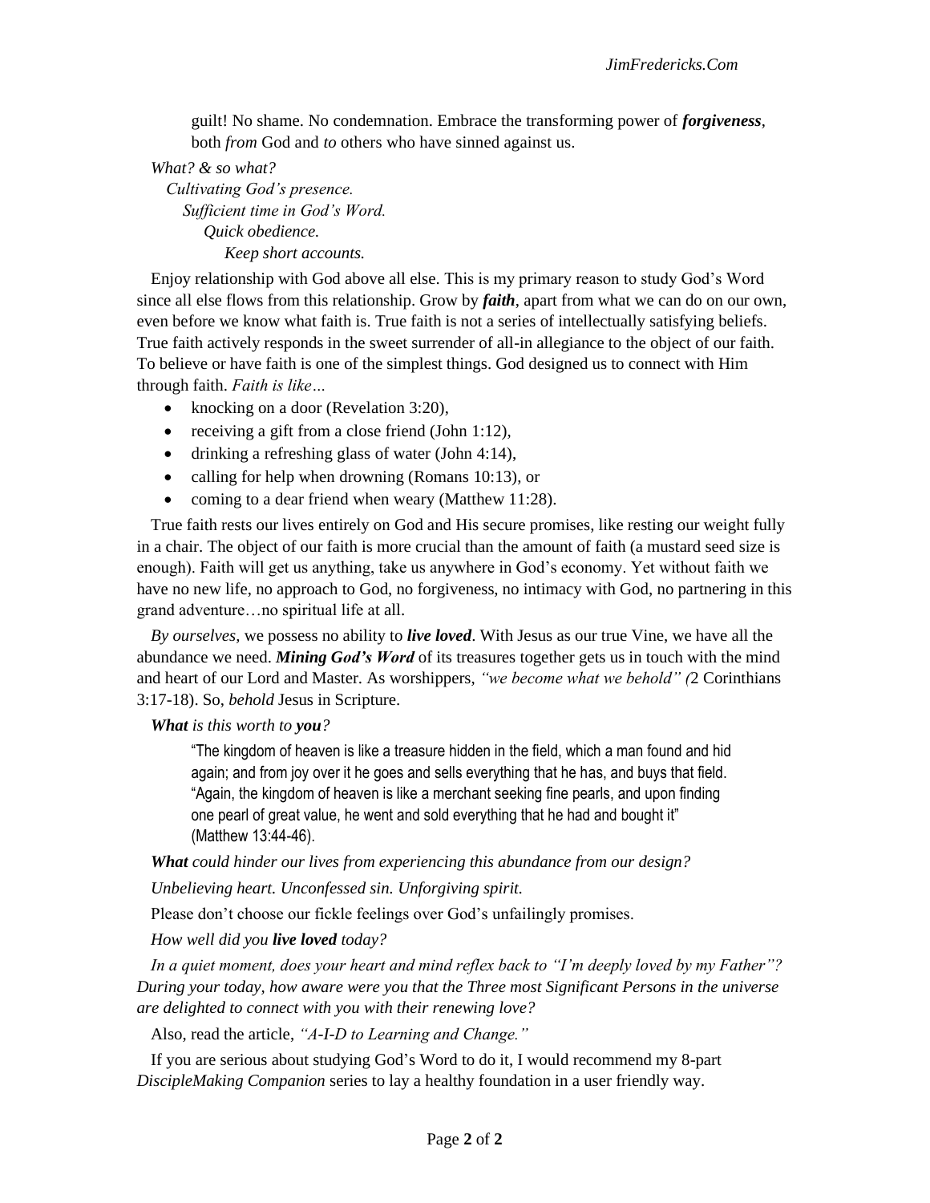guilt! No shame. No condemnation. Embrace the transforming power of ***forgiveness***, both *from* God and *to* others who have sinned against us.

*What? & so what?*

*Cultivating God's presence.*

*Sufficient time in God's Word.*

*Quick obedience.*

*Keep short accounts.*

Enjoy relationship with God above all else. This is my primary reason to study God's Word since all else flows from this relationship. Grow by ***faith***, apart from what we can do on our own, even before we know what faith is. True faith is not a series of intellectually satisfying beliefs. True faith actively responds in the sweet surrender of all-in allegiance to the object of our faith. To believe or have faith is one of the simplest things. God designed us to connect with Him through faith. *Faith is like…*

- knocking on a door (Revelation 3:20),
- receiving a gift from a close friend (John 1:12),
- drinking a refreshing glass of water (John 4:14),
- calling for help when drowning (Romans 10:13), or
- coming to a dear friend when weary (Matthew 11:28).

True faith rests our lives entirely on God and His secure promises, like resting our weight fully in a chair. The object of our faith is more crucial than the amount of faith (a mustard seed size is enough). Faith will get us anything, take us anywhere in God's economy. Yet without faith we have no new life, no approach to God, no forgiveness, no intimacy with God, no partnering in this grand adventure…no spiritual life at all.

*By ourselves*, we possess no ability to ***live loved***. With Jesus as our true Vine, we have all the abundance we need. ***Mining God's Word*** of its treasures together gets us in touch with the mind and heart of our Lord and Master. As worshippers, *"we become what we behold" (*2 Corinthians 3:17-18). So, *behold* Jesus in Scripture.

***What*** *is this worth to* ***you****?*

> "The kingdom of heaven is like a treasure hidden in the field, which a man found and hid again; and from joy over it he goes and sells everything that he has, and buys that field. "Again, the kingdom of heaven is like a merchant seeking fine pearls, and upon finding one pearl of great value, he went and sold everything that he had and bought it" (Matthew 13:44-46).

***What*** *could hinder our lives from experiencing this abundance from our design?*

*Unbelieving heart. Unconfessed sin. Unforgiving spirit.*

Please don't choose our fickle feelings over God's unfailingly promises.

*How well did you* ***live loved*** *today?*

*In a quiet moment, does your heart and mind reflex back to "I'm deeply loved by my Father"? During your today, how aware were you that the Three most Significant Persons in the universe are delighted to connect with you with their renewing love?*

Also, read the article, *"A-I-D to Learning and Change."*

If you are serious about studying God's Word to do it, I would recommend my 8-part *DiscipleMaking Companion* series to lay a healthy foundation in a user friendly way.